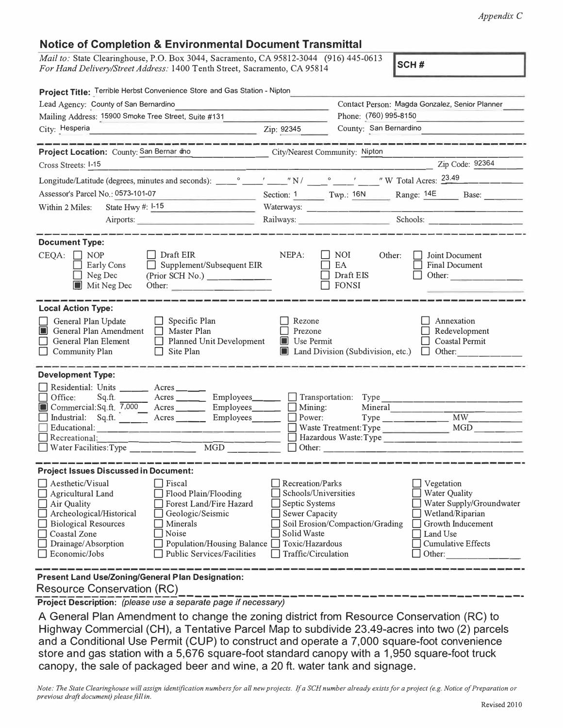*Appendix C*

# Notice of Completion & Environmental Document Transmittal

*Mail to:* State Clearinghouse, P.O. Box 3044, Sacramento, CA 95812-3044 (916) 445-0613
*For Hand Delivery/Street Address:* 1400 Tenth Street, Sacramento, CA 95814

**SCH #**

**Project Title:** Terrible Herbst Convenience Store and Gas Station - Nipton

Lead Agency: County of San Bernardino
Contact Person: Magda Gonzalez, Senior Planner
Mailing Address: 15900 Smoke Tree Street, Suite #131
Phone: (760) 995-8150
City: Hesperia
Zip: 92345
County: San Bernardino

---

**Project Location:** County: San Bernardino
City/Nearest Community: Nipton
Cross Streets: I-15
Zip Code: 92364

Longitude/Latitude (degrees, minutes and seconds): ____° ____′ ____″ N / ____° ____′ ____″ W Total Acres: 23.49

Assessor's Parcel No.: 0573-101-07
Section: 1 Twp.: 16N Range: 14E Base:

Within 2 Miles: State Hwy #: I-15
Waterways:
Airports:
Railways:
Schools:

---

**Document Type:**

CEQA:
- ☐ NOP
- ☐ Early Cons
- ☐ Neg Dec
- ■ Mit Neg Dec
- ☐ Draft EIR
- ☐ Supplement/Subsequent EIR (Prior SCH No.) ________
- Other: ________

NEPA:
- ☐ NOI
- ☐ EA
- ☐ Draft EIS
- ☐ FONSI

Other:
- ☐ Joint Document
- ☐ Final Document
- ☐ Other: ________

---

**Local Action Type:**

- ☐ General Plan Update
- ■ General Plan Amendment
- ☐ General Plan Element
- ☐ Community Plan
- ☐ Specific Plan
- ☐ Master Plan
- ☐ Planned Unit Development
- ☐ Site Plan
- ☐ Rezone
- ☐ Prezone
- ■ Use Permit
- ■ Land Division (Subdivision, etc.)
- ☐ Annexation
- ☐ Redevelopment
- ☐ Coastal Permit
- ☐ Other: ________

---

**Development Type:**

- ☐ Residential: Units ______ Acres ______
- ☐ Office: Sq.ft. ______ Acres ______ Employees ______
- ■ Commercial: Sq.ft. 7,000 Acres ______ Employees ______
- ☐ Industrial: Sq.ft. ______ Acres ______ Employees ______
- ☐ Educational: ________
- ☐ Recreational: ________
- ☐ Water Facilities: Type ______ MGD ______
- ☐ Transportation: Type ________
- ☐ Mining: Mineral ________
- ☐ Power: Type ______ MW ______
- ☐ Waste Treatment: Type ______ MGD ______
- ☐ Hazardous Waste: Type ________
- ☐ Other: ________

---

**Project Issues Discussed in Document:**

- ☐ Aesthetic/Visual
- ☐ Agricultural Land
- ☐ Air Quality
- ☐ Archeological/Historical
- ☐ Biological Resources
- ☐ Coastal Zone
- ☐ Drainage/Absorption
- ☐ Economic/Jobs
- ☐ Fiscal
- ☐ Flood Plain/Flooding
- ☐ Forest Land/Fire Hazard
- ☐ Geologic/Seismic
- ☐ Minerals
- ☐ Noise
- ☐ Population/Housing Balance
- ☐ Public Services/Facilities
- ☐ Recreation/Parks
- ☐ Schools/Universities
- ☐ Septic Systems
- ☐ Sewer Capacity
- ☐ Soil Erosion/Compaction/Grading
- ☐ Solid Waste
- ☐ Toxic/Hazardous
- ☐ Traffic/Circulation
- ☐ Vegetation
- ☐ Water Quality
- ☐ Water Supply/Groundwater
- ☐ Wetland/Riparian
- ☐ Growth Inducement
- ☐ Land Use
- ☐ Cumulative Effects
- ☐ Other: ________

---

**Present Land Use/Zoning/General Plan Designation:**

Resource Conservation (RC)

---

**Project Description:** *(please use a separate page if necessary)*

A General Plan Amendment to change the zoning district from Resource Conservation (RC) to Highway Commercial (CH), a Tentative Parcel Map to subdivide 23.49-acres into two (2) parcels and a Conditional Use Permit (CUP) to construct and operate a 7,000 square-foot convenience store and gas station with a 5,676 square-foot standard canopy with a 1,950 square-foot truck canopy, the sale of packaged beer and wine, a 20 ft. water tank and signage.

*Note: The State Clearinghouse will assign identification numbers for all new projects. If a SCH number already exists for a project (e.g. Notice of Preparation or previous draft document) please fill in.*

Revised 2010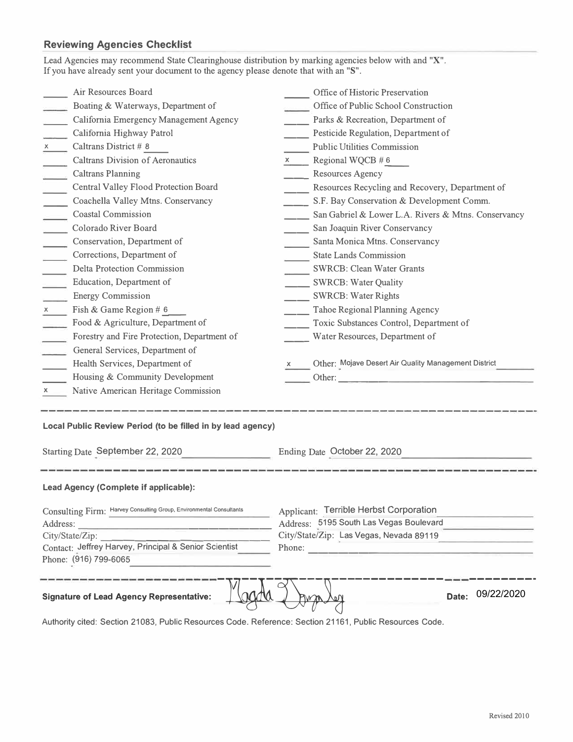## Reviewing Agencies Checklist

Lead Agencies may recommend State Clearinghouse distribution by marking agencies below with and "X".
If you have already sent your document to the agency please denote that with an "S".

- ____ Air Resources Board
- ____ Boating & Waterways, Department of
- ____ California Emergency Management Agency
- ____ California Highway Patrol
- x ____ Caltrans District # 8
- ____ Caltrans Division of Aeronautics
- ____ Caltrans Planning
- ____ Central Valley Flood Protection Board
- ____ Coachella Valley Mtns. Conservancy
- ____ Coastal Commission
- ____ Colorado River Board
- ____ Conservation, Department of
- ____ Corrections, Department of
- ____ Delta Protection Commission
- ____ Education, Department of
- ____ Energy Commission
- x ____ Fish & Game Region # 6
- ____ Food & Agriculture, Department of
- ____ Forestry and Fire Protection, Department of
- ____ General Services, Department of
- ____ Health Services, Department of
- ____ Housing & Community Development
- x ____ Native American Heritage Commission
- ____ Office of Historic Preservation
- ____ Office of Public School Construction
- ____ Parks & Recreation, Department of
- ____ Pesticide Regulation, Department of
- ____ Public Utilities Commission
- x ____ Regional WQCB # 6
- ____ Resources Agency
- ____ Resources Recycling and Recovery, Department of
- ____ S.F. Bay Conservation & Development Comm.
- ____ San Gabriel & Lower L.A. Rivers & Mtns. Conservancy
- ____ San Joaquin River Conservancy
- ____ Santa Monica Mtns. Conservancy
- ____ State Lands Commission
- ____ SWRCB: Clean Water Grants
- ____ SWRCB: Water Quality
- ____ SWRCB: Water Rights
- ____ Tahoe Regional Planning Agency
- ____ Toxic Substances Control, Department of
- ____ Water Resources, Department of
- x ____ Other: Mojave Desert Air Quality Management District
- ____ Other: ____________

---

**Local Public Review Period (to be filled in by lead agency)**

Starting Date September 22, 2020 Ending Date October 22, 2020

---

**Lead Agency (Complete if applicable):**

Consulting Firm: Harvey Consulting Group, Environmental Consultants
Address: ____________
City/State/Zip: ____________
Contact: Jeffrey Harvey, Principal & Senior Scientist
Phone: (916) 799-6065

Applicant: Terrible Herbst Corporation
Address: 5195 South Las Vegas Boulevard
City/State/Zip: Las Vegas, Nevada 89119
Phone: ____________

---

**Signature of Lead Agency Representative:** [signature] **Date:** 09/22/2020

Authority cited: Section 21083, Public Resources Code. Reference: Section 21161, Public Resources Code.

Revised 2010